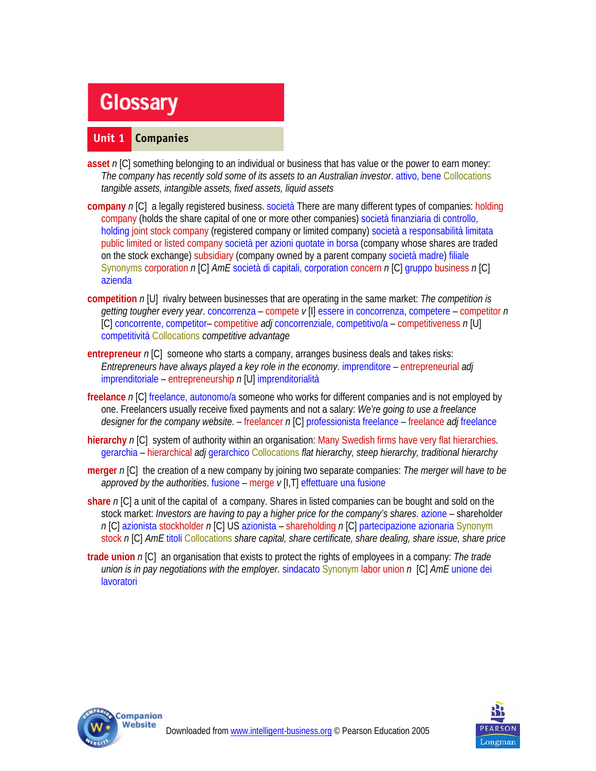# Glossary

## Unit 1 Companies

**asset** *n* [C] something belonging to an individual or business that has value or the power to earn money: *The company has recently sold some of its assets to an Australian investor*. attivo, bene Collocations *tangible assets, intangible assets, fixed assets, liquid assets*

**company** *n* [C] a legally registered business. società There are many different types of companies: holding company (holds the share capital of one or more other companies) società finanziaria di controllo, holding joint stock company (registered company or limited company) società a responsabilità limitata public limited or listed company società per azioni quotate in borsa (company whose shares are traded on the stock exchange) subsidiary (company owned by a parent company società madre) filiale Synonyms corporation *n* [C] *AmE* società di capitali, corporation concern *n* [C] gruppo business *n* [C] azienda

**competition** *n* [U] rivalry between businesses that are operating in the same market: *The competition is getting tougher every year*. concorrenza – compete *v* [I] essere in concorrenza, competere – competitor *n* [C] concorrente, competitor– competitive *adj* concorrenziale, competitivo/a – competitiveness *n* [U] competitività Collocations *competitive advantage*

**entrepreneur** *n* [C] someone who starts a company, arranges business deals and takes risks: *Entrepreneurs have always played a key role in the economy*. imprenditore – entrepreneurial *adj* imprenditoriale – entrepreneurship *n* [U] imprenditorialità

**freelance** *n* [C] freelance, autonomo/a someone who works for different companies and is not employed by one. Freelancers usually receive fixed payments and not a salary: *We're going to use a freelance designer for the company website*. – freelancer *n* [C] professionista freelance – freelance *adj* freelance

**hierarchy** *n* [C] system of authority within an organisation: Many Swedish firms have very flat hierarchies. gerarchia – hierarchical *adj* gerarchico Collocations *flat hierarchy, steep hierarchy, traditional hierarchy*

**merger** *n* [C] the creation of a new company by joining two separate companies: *The merger will have to be approved by the authorities*. fusione – merge *v* [I,T] effettuare una fusione

**share** *n* [C] a unit of the capital of a company. Shares in listed companies can be bought and sold on the stock market: *Investors are having to pay a higher price for the company's shares*. azione – shareholder *n* [C] azionista stockholder *n* [C] US azionista – shareholding *n* [C] partecipazione azionaria Synonym stock *n* [C] *AmE* titoli Collocations *share capital, share certificate, share dealing, share issue, share price*

**trade union** *n* [C] an organisation that exists to protect the rights of employees in a company: *The trade union is in pay negotiations with the employer.* sindacato Synonym labor union *n* [C] *AmE* unione dei lavoratori

Downloaded from www.intelligent-business.org © Pearson Education 2005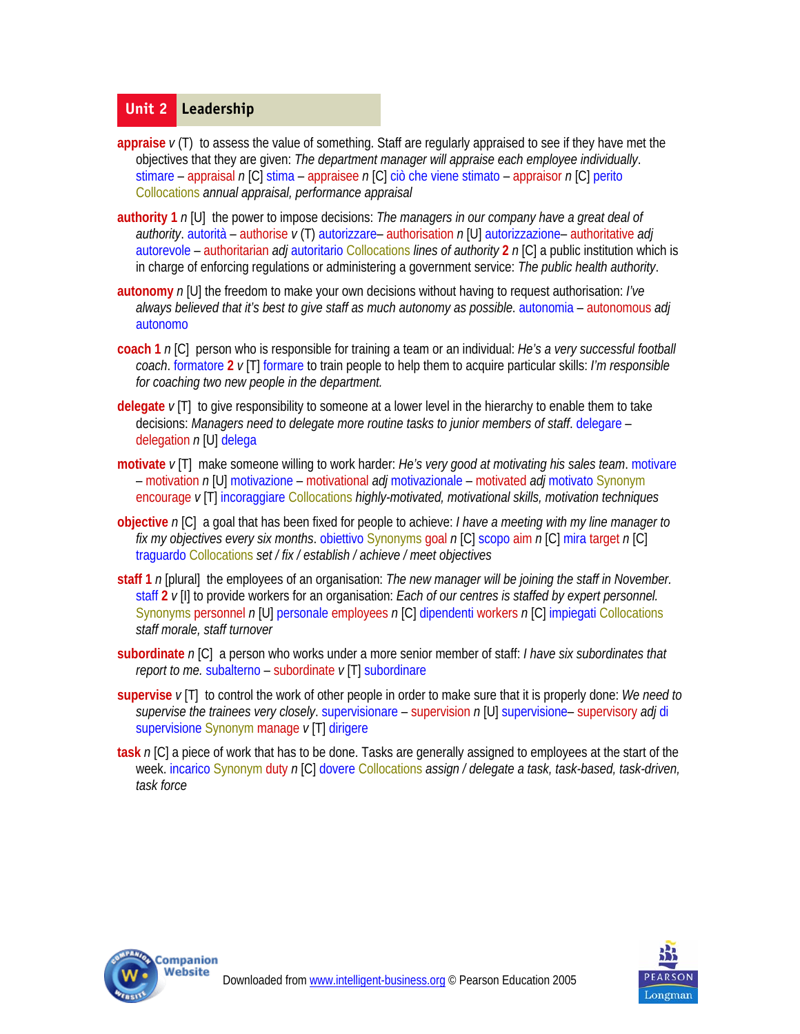## Unit 2 Leadership

**appraise** *v* (T) to assess the value of something. Staff are regularly appraised to see if they have met the objectives that they are given: *The department manager will appraise each employee individually*. stimare – appraisal *n* [C] stima – appraisee *n* [C] ciò che viene stimato – appraisor *n* [C] perito Collocations *annual appraisal, performance appraisal*

**authority 1** *n* [U] the power to impose decisions: *The managers in our company have a great deal of authority*. autorità – authorise *v* (T) autorizzare– authorisation *n* [U] autorizzazione– authoritative *adj* autorevole – authoritarian *adj* autoritario Collocations *lines of authority* **2** *n* [C] a public institution which is in charge of enforcing regulations or administering a government service: *The public health authority*.

**autonomy** *n* [U] the freedom to make your own decisions without having to request authorisation: *I've always believed that it's best to give staff as much autonomy as possible*. autonomia – autonomous *adj* autonomo

**coach 1** *n* [C] person who is responsible for training a team or an individual: *He's a very successful football coach*. formatore **2** *v* [T] formare to train people to help them to acquire particular skills: *I'm responsible for coaching two new people in the department.*

**delegate** *v* [T] to give responsibility to someone at a lower level in the hierarchy to enable them to take decisions: *Managers need to delegate more routine tasks to junior members of staff*. delegare – delegation *n* [U] delega

**motivate** *v* [T] make someone willing to work harder: *He's very good at motivating his sales team*. motivare – motivation *n* [U] motivazione – motivational *adj* motivazionale – motivated *adj* motivato Synonym encourage *v* [T] incoraggiare Collocations *highly-motivated, motivational skills, motivation techniques*

**objective** *n* [C] a goal that has been fixed for people to achieve: *I have a meeting with my line manager to fix my objectives every six months*. obiettivo Synonyms goal *n* [C] scopo aim *n* [C] mira target *n* [C] traguardo Collocations *set / fix / establish / achieve / meet objectives*

**staff 1** *n* [plural] the employees of an organisation: *The new manager will be joining the staff in November.* staff **2** *v* [I] to provide workers for an organisation: *Each of our centres is staffed by expert personnel.* Synonyms personnel *n* [U] personale employees *n* [C] dipendenti workers *n* [C] impiegati Collocations *staff morale, staff turnover*

**subordinate** *n* [C] a person who works under a more senior member of staff: *I have six subordinates that report to me.* subalterno – subordinate *v* [T] subordinare

**supervise** *v* [T] to control the work of other people in order to make sure that it is properly done: *We need to supervise the trainees very closely*. supervisionare – supervision *n* [U] supervisione– supervisory *adj* di supervisione Synonym manage *v* [T] dirigere

**task** *n* [C] a piece of work that has to be done. Tasks are generally assigned to employees at the start of the week. incarico Synonym duty *n* [C] dovere Collocations *assign / delegate a task, task-based, task-driven, task force*

Downloaded from www.intelligent-business.org © Pearson Education 2005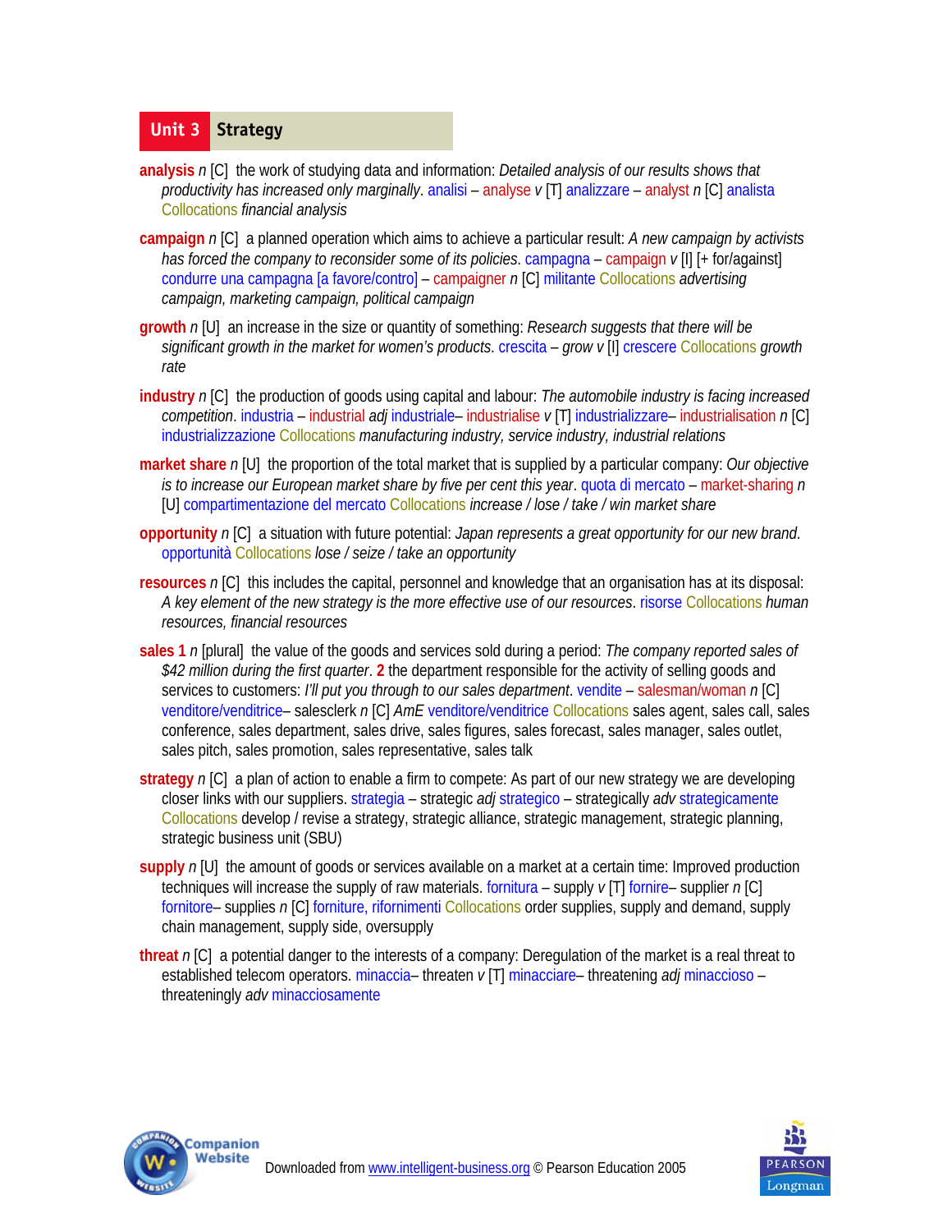## Unit 3 Strategy

**analysis** *n* [C] the work of studying data and information: *Detailed analysis of our results shows that productivity has increased only marginally*. analisi – **analyse** *v* [T] analizzare – **analyst** *n* [C] analista Collocations *financial analysis*

**campaign** *n* [C] a planned operation which aims to achieve a particular result: *A new campaign by activists has forced the company to reconsider some of its policies*. campagna – **campaign** *v* [I] [+ for/against] condurre una campagna [a favore/contro] – **campaigner** *n* [C] militante Collocations *advertising campaign, marketing campaign, political campaign*

**growth** *n* [U] an increase in the size or quantity of something: *Research suggests that there will be significant growth in the market for women's products*. crescita – grow *v* [I] crescere Collocations *growth rate*

**industry** *n* [C] the production of goods using capital and labour: *The automobile industry is facing increased competition*. industria – **industrial** *adj* industriale– **industrialise** *v* [T] industrializzare– **industrialisation** *n* [C] industrializzazione Collocations *manufacturing industry, service industry, industrial relations*

**market share** *n* [U] the proportion of the total market that is supplied by a particular company: *Our objective is to increase our European market share by five per cent this year*. quota di mercato – **market-sharing** *n* [U] compartimentazione del mercato Collocations *increase / lose / take / win market share*

**opportunity** *n* [C] a situation with future potential: *Japan represents a great opportunity for our new brand*. opportunità Collocations *lose / seize / take an opportunity*

**resources** *n* [C] this includes the capital, personnel and knowledge that an organisation has at its disposal: *A key element of the new strategy is the more effective use of our resources*. risorse Collocations *human resources, financial resources*

**sales 1** *n* [plural] the value of the goods and services sold during a period: *The company reported sales of $42 million during the first quarter*. **2** the department responsible for the activity of selling goods and services to customers: *I'll put you through to our sales department*. vendite – **salesman/woman** *n* [C] venditore/venditrice– salesclerk *n* [C] *AmE* venditore/venditrice Collocations sales agent, sales call, sales conference, sales department, sales drive, sales figures, sales forecast, sales manager, sales outlet, sales pitch, sales promotion, sales representative, sales talk

**strategy** *n* [C] a plan of action to enable a firm to compete: As part of our new strategy we are developing closer links with our suppliers. strategia – strategic *adj* strategico – strategically *adv* strategicamente Collocations develop / revise a strategy, strategic alliance, strategic management, strategic planning, strategic business unit (SBU)

**supply** *n* [U] the amount of goods or services available on a market at a certain time: Improved production techniques will increase the supply of raw materials. fornitura – supply *v* [T] fornire– supplier *n* [C] fornitore– supplies *n* [C] forniture, rifornimenti Collocations order supplies, supply and demand, supply chain management, supply side, oversupply

**threat** *n* [C] a potential danger to the interests of a company: Deregulation of the market is a real threat to established telecom operators. minaccia– threaten *v* [T] minacciare– threatening *adj* minaccioso – threateningly *adv* minacciosamente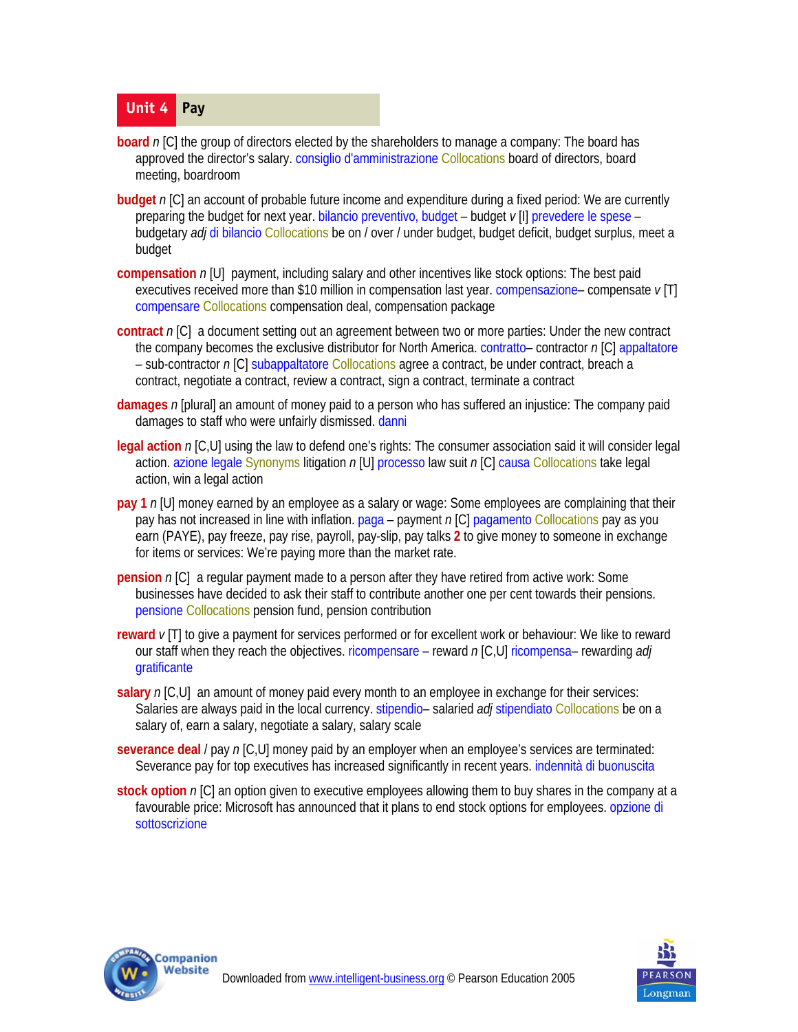## Unit 4 Pay

**board** *n* [C] the group of directors elected by the shareholders to manage a company: The board has approved the director's salary. consiglio d'amministrazione Collocations board of directors, board meeting, boardroom

**budget** *n* [C] an account of probable future income and expenditure during a fixed period: We are currently preparing the budget for next year. bilancio preventivo, budget – budget *v* [I] prevedere le spese – budgetary *adj* di bilancio Collocations be on / over / under budget, budget deficit, budget surplus, meet a budget

**compensation** *n* [U] payment, including salary and other incentives like stock options: The best paid executives received more than $10 million in compensation last year. compensazione– compensate *v* [T] compensare Collocations compensation deal, compensation package

**contract** *n* [C] a document setting out an agreement between two or more parties: Under the new contract the company becomes the exclusive distributor for North America. contratto– contractor *n* [C] appaltatore – sub-contractor *n* [C] subappaltatore Collocations agree a contract, be under contract, breach a contract, negotiate a contract, review a contract, sign a contract, terminate a contract

**damages** *n* [plural] an amount of money paid to a person who has suffered an injustice: The company paid damages to staff who were unfairly dismissed. danni

**legal action** *n* [C,U] using the law to defend one's rights: The consumer association said it will consider legal action. azione legale Synonyms litigation *n* [U] processo law suit *n* [C] causa Collocations take legal action, win a legal action

**pay 1** *n* [U] money earned by an employee as a salary or wage: Some employees are complaining that their pay has not increased in line with inflation. paga – payment *n* [C] pagamento Collocations pay as you earn (PAYE), pay freeze, pay rise, payroll, pay-slip, pay talks **2** to give money to someone in exchange for items or services: We're paying more than the market rate.

**pension** *n* [C] a regular payment made to a person after they have retired from active work: Some businesses have decided to ask their staff to contribute another one per cent towards their pensions. pensione Collocations pension fund, pension contribution

**reward** *v* [T] to give a payment for services performed or for excellent work or behaviour: We like to reward our staff when they reach the objectives. ricompensare – reward *n* [C,U] ricompensa– rewarding *adj* gratificante

**salary** *n* [C,U] an amount of money paid every month to an employee in exchange for their services: Salaries are always paid in the local currency. stipendio– salaried *adj* stipendiato Collocations be on a salary of, earn a salary, negotiate a salary, salary scale

**severance deal** / pay *n* [C,U] money paid by an employer when an employee's services are terminated: Severance pay for top executives has increased significantly in recent years. indennità di buonuscita

**stock option** *n* [C] an option given to executive employees allowing them to buy shares in the company at a favourable price: Microsoft has announced that it plans to end stock options for employees. opzione di sottoscrizione

Downloaded from www.intelligent-business.org © Pearson Education 2005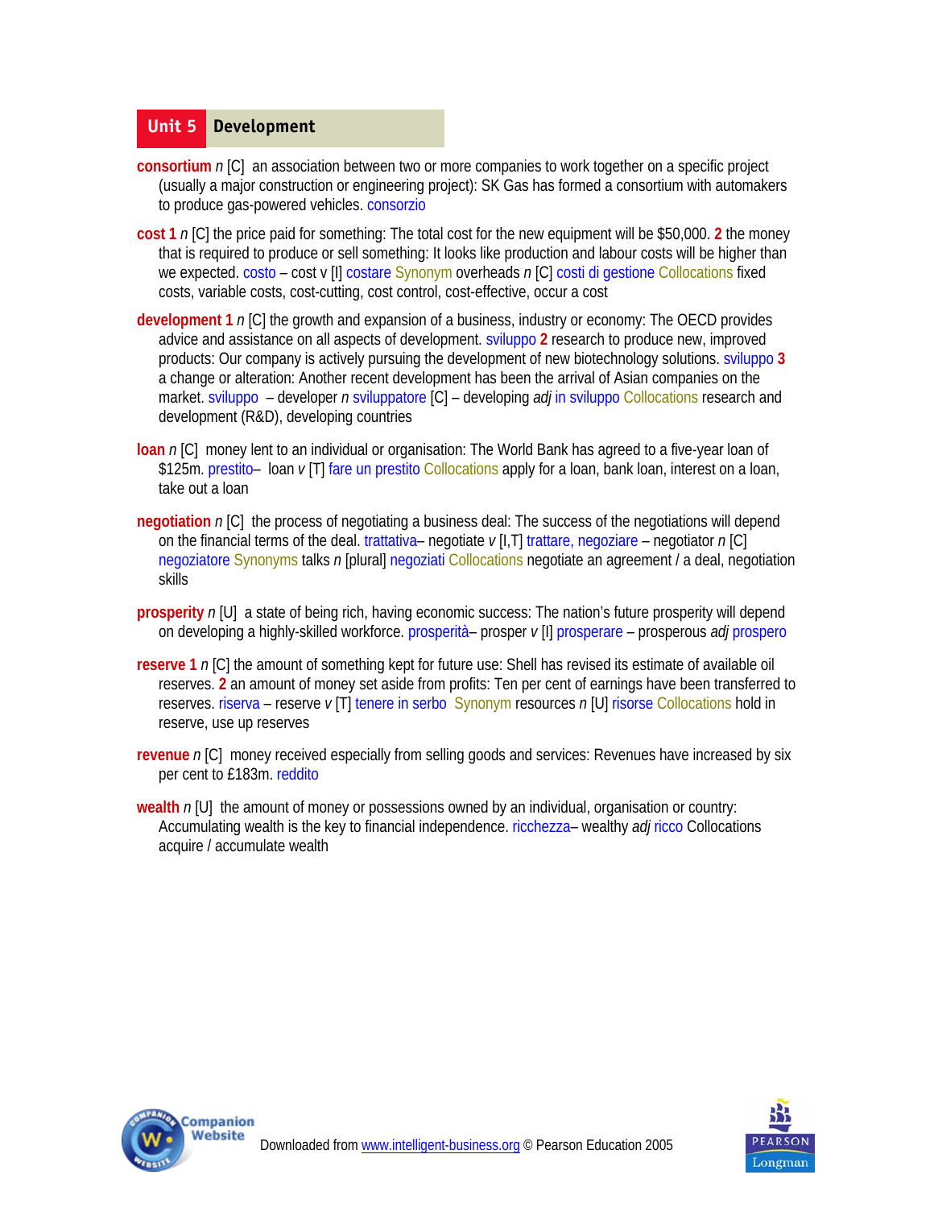## Unit 5 Development

**consortium** *n* [C] an association between two or more companies to work together on a specific project (usually a major construction or engineering project): SK Gas has formed a consortium with automakers to produce gas-powered vehicles. consorzio

**cost** **1** *n* [C] the price paid for something: The total cost for the new equipment will be $50,000. **2** the money that is required to produce or sell something: It looks like production and labour costs will be higher than we expected. costo – cost v [I] costare Synonym overheads *n* [C] costi di gestione Collocations fixed costs, variable costs, cost-cutting, cost control, cost-effective, occur a cost

**development** **1** *n* [C] the growth and expansion of a business, industry or economy: The OECD provides advice and assistance on all aspects of development. sviluppo **2** research to produce new, improved products: Our company is actively pursuing the development of new biotechnology solutions. sviluppo **3** a change or alteration: Another recent development has been the arrival of Asian companies on the market. sviluppo – developer *n* sviluppatore [C] – developing *adj* in sviluppo Collocations research and development (R&D), developing countries

**loan** *n* [C] money lent to an individual or organisation: The World Bank has agreed to a five-year loan of $125m. prestito– loan *v* [T] fare un prestito Collocations apply for a loan, bank loan, interest on a loan, take out a loan

**negotiation** *n* [C] the process of negotiating a business deal: The success of the negotiations will depend on the financial terms of the deal. trattativa– negotiate *v* [I,T] trattare, negoziare – negotiator *n* [C] negoziatore Synonyms talks *n* [plural] negoziati Collocations negotiate an agreement / a deal, negotiation skills

**prosperity** *n* [U] a state of being rich, having economic success: The nation's future prosperity will depend on developing a highly-skilled workforce. prosperità– prosper *v* [I] prosperare – prosperous *adj* prospero

**reserve** **1** *n* [C] the amount of something kept for future use: Shell has revised its estimate of available oil reserves. **2** an amount of money set aside from profits: Ten per cent of earnings have been transferred to reserves. riserva – reserve *v* [T] tenere in serbo Synonym resources *n* [U] risorse Collocations hold in reserve, use up reserves

**revenue** *n* [C] money received especially from selling goods and services: Revenues have increased by six per cent to £183m. reddito

**wealth** *n* [U] the amount of money or possessions owned by an individual, organisation or country: Accumulating wealth is the key to financial independence. ricchezza– wealthy *adj* ricco Collocations acquire / accumulate wealth

Downloaded from www.intelligent-business.org © Pearson Education 2005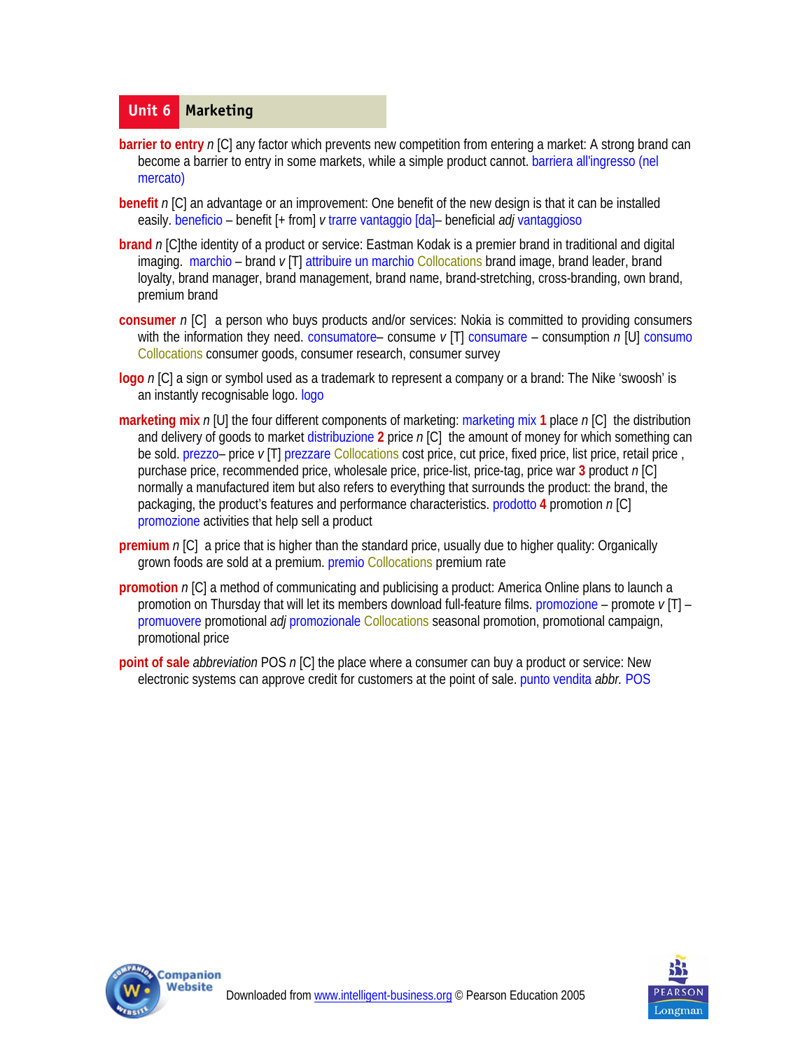## Unit 6 Marketing

**barrier to entry** *n* [C] any factor which prevents new competition from entering a market: A strong brand can become a barrier to entry in some markets, while a simple product cannot. barriera all'ingresso (nel mercato)

**benefit** *n* [C] an advantage or an improvement: One benefit of the new design is that it can be installed easily. beneficio – benefit [+ from] *v* trarre vantaggio [da]– beneficial *adj* vantaggioso

**brand** *n* [C]the identity of a product or service: Eastman Kodak is a premier brand in traditional and digital imaging. marchio – brand *v* [T] attribuire un marchio Collocations brand image, brand leader, brand loyalty, brand manager, brand management, brand name, brand-stretching, cross-branding, own brand, premium brand

**consumer** *n* [C] a person who buys products and/or services: Nokia is committed to providing consumers with the information they need. consumatore– consume *v* [T] consumare – consumption *n* [U] consumo Collocations consumer goods, consumer research, consumer survey

**logo** *n* [C] a sign or symbol used as a trademark to represent a company or a brand: The Nike 'swoosh' is an instantly recognisable logo. logo

**marketing mix** *n* [U] the four different components of marketing: marketing mix **1** place *n* [C] the distribution and delivery of goods to market distribuzione **2** price *n* [C] the amount of money for which something can be sold. prezzo– price *v* [T] prezzare Collocations cost price, cut price, fixed price, list price, retail price , purchase price, recommended price, wholesale price, price-list, price-tag, price war **3** product *n* [C] normally a manufactured item but also refers to everything that surrounds the product: the brand, the packaging, the product's features and performance characteristics. prodotto **4** promotion *n* [C] promozione activities that help sell a product

**premium** *n* [C] a price that is higher than the standard price, usually due to higher quality: Organically grown foods are sold at a premium. premio Collocations premium rate

**promotion** *n* [C] a method of communicating and publicising a product: America Online plans to launch a promotion on Thursday that will let its members download full-feature films. promozione – promote *v* [T] – promuovere promotional *adj* promozionale Collocations seasonal promotion, promotional campaign, promotional price

**point of sale** *abbreviation* POS *n* [C] the place where a consumer can buy a product or service: New electronic systems can approve credit for customers at the point of sale. punto vendita *abbr.* POS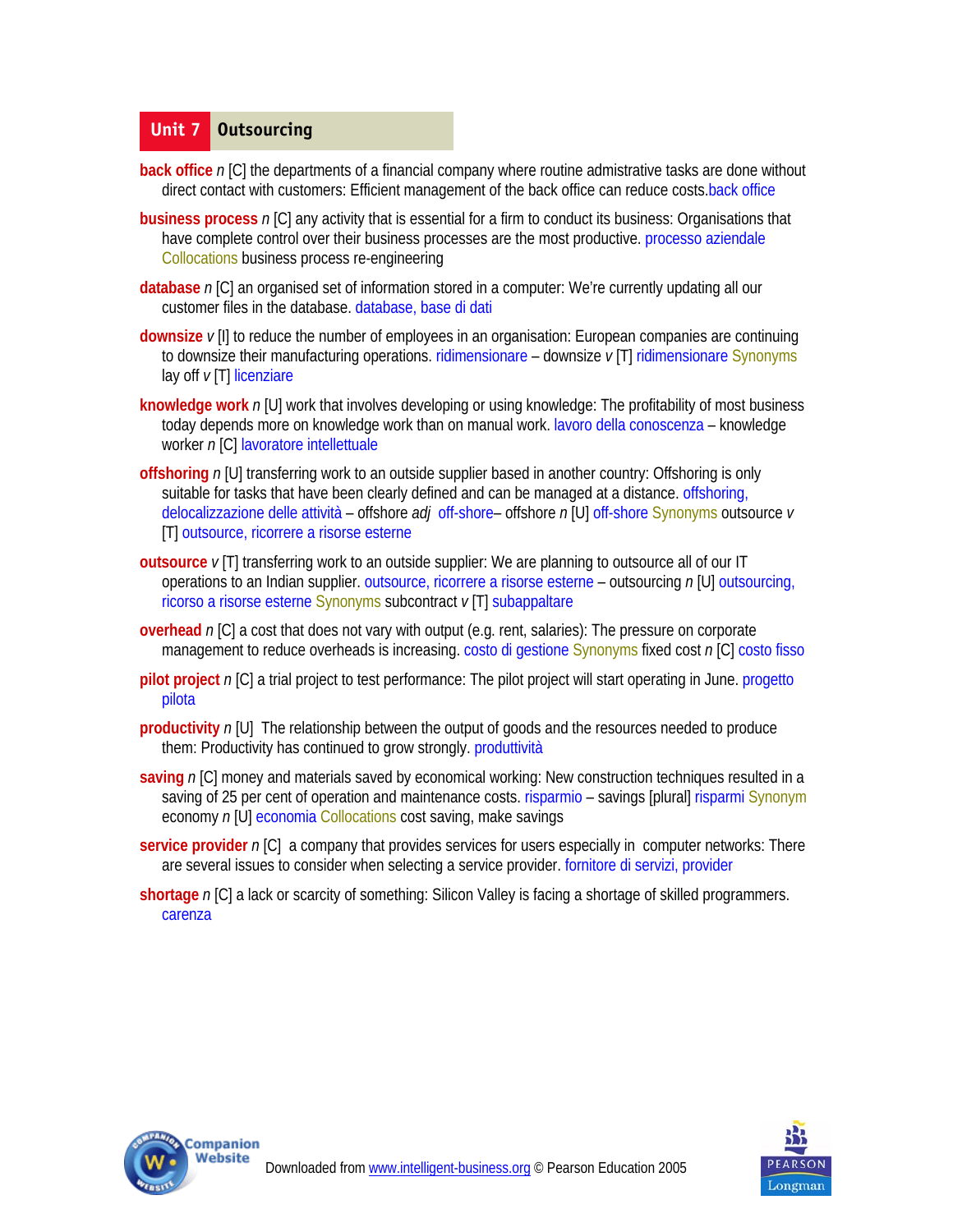## Unit 7 Outsourcing

**back office** *n* [C] the departments of a financial company where routine admistrative tasks are done without direct contact with customers: Efficient management of the back office can reduce costs.back office

**business process** *n* [C] any activity that is essential for a firm to conduct its business: Organisations that have complete control over their business processes are the most productive. processo aziendale Collocations business process re-engineering

**database** *n* [C] an organised set of information stored in a computer: We're currently updating all our customer files in the database. database, base di dati

**downsize** *v* [I] to reduce the number of employees in an organisation: European companies are continuing to downsize their manufacturing operations. ridimensionare – downsize *v* [T] ridimensionare Synonyms lay off *v* [T] licenziare

**knowledge work** *n* [U] work that involves developing or using knowledge: The profitability of most business today depends more on knowledge work than on manual work. lavoro della conoscenza – knowledge worker *n* [C] lavoratore intellettuale

**offshoring** *n* [U] transferring work to an outside supplier based in another country: Offshoring is only suitable for tasks that have been clearly defined and can be managed at a distance. offshoring, delocalizzazione delle attività – offshore *adj* off-shore– offshore *n* [U] off-shore Synonyms outsource *v* [T] outsource, ricorrere a risorse esterne

**outsource** *v* [T] transferring work to an outside supplier: We are planning to outsource all of our IT operations to an Indian supplier. outsource, ricorrere a risorse esterne – outsourcing *n* [U] outsourcing, ricorso a risorse esterne Synonyms subcontract *v* [T] subappaltare

**overhead** *n* [C] a cost that does not vary with output (e.g. rent, salaries): The pressure on corporate management to reduce overheads is increasing. costo di gestione Synonyms fixed cost *n* [C] costo fisso

**pilot project** *n* [C] a trial project to test performance: The pilot project will start operating in June. progetto pilota

**productivity** *n* [U] The relationship between the output of goods and the resources needed to produce them: Productivity has continued to grow strongly. produttività

**saving** *n* [C] money and materials saved by economical working: New construction techniques resulted in a saving of 25 per cent of operation and maintenance costs. risparmio – savings [plural] risparmi Synonym economy *n* [U] economia Collocations cost saving, make savings

**service provider** *n* [C] a company that provides services for users especially in computer networks: There are several issues to consider when selecting a service provider. fornitore di servizi, provider

**shortage** *n* [C] a lack or scarcity of something: Silicon Valley is facing a shortage of skilled programmers. carenza

Downloaded from www.intelligent-business.org © Pearson Education 2005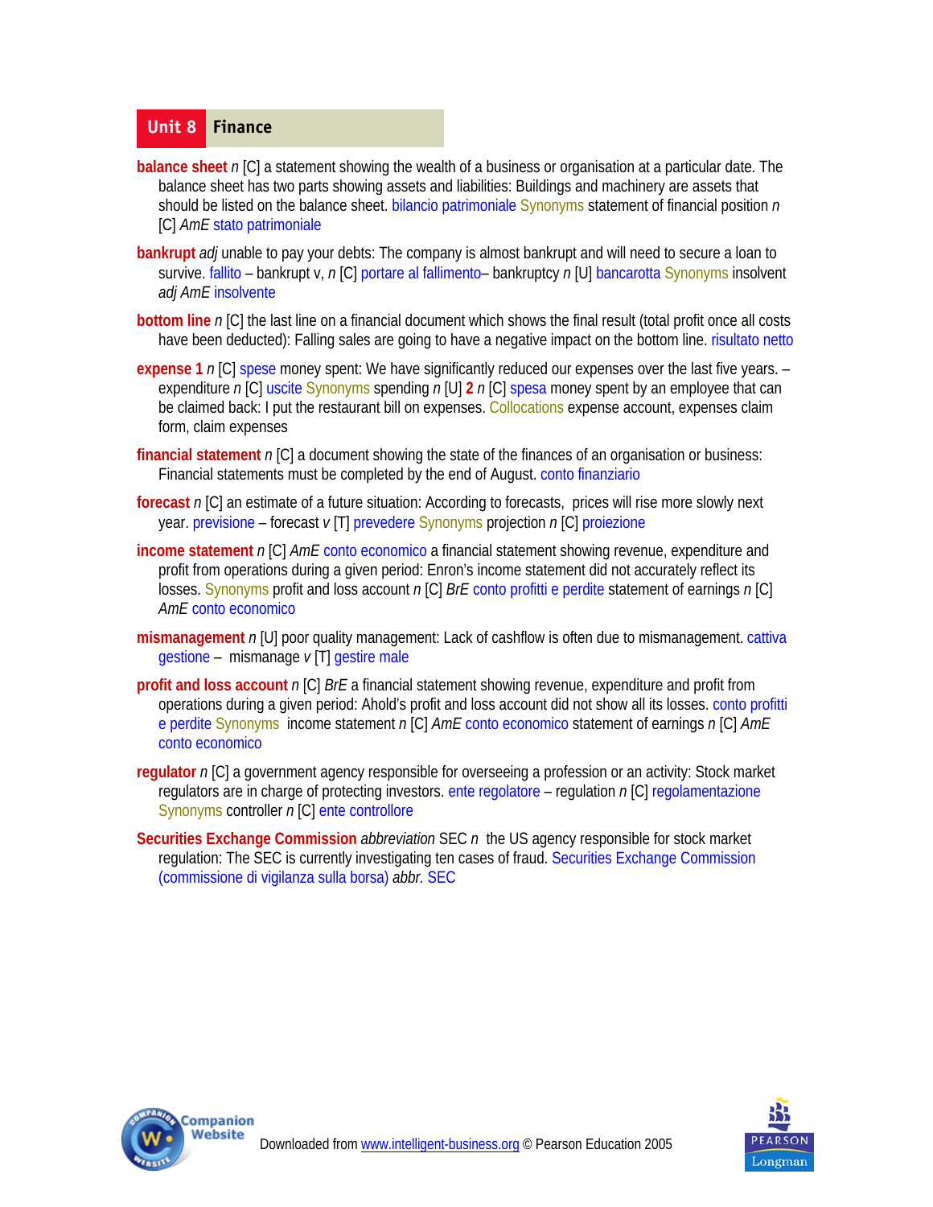## Unit 8 Finance

**balance sheet** *n* [C] a statement showing the wealth of a business or organisation at a particular date. The balance sheet has two parts showing assets and liabilities: Buildings and machinery are assets that should be listed on the balance sheet. bilancio patrimoniale Synonyms statement of financial position *n* [C] *AmE* stato patrimoniale

**bankrupt** *adj* unable to pay your debts: The company is almost bankrupt and will need to secure a loan to survive. fallito – bankrupt v, *n* [C] portare al fallimento– bankruptcy *n* [U] bancarotta Synonyms insolvent *adj AmE* insolvente

**bottom line** *n* [C] the last line on a financial document which shows the final result (total profit once all costs have been deducted): Falling sales are going to have a negative impact on the bottom line. risultato netto

**expense 1** *n* [C] spese money spent: We have significantly reduced our expenses over the last five years. – expenditure *n* [C] uscite Synonyms spending *n* [U] **2** *n* [C] spesa money spent by an employee that can be claimed back: I put the restaurant bill on expenses. Collocations expense account, expenses claim form, claim expenses

**financial statement** *n* [C] a document showing the state of the finances of an organisation or business: Financial statements must be completed by the end of August. conto finanziario

**forecast** *n* [C] an estimate of a future situation: According to forecasts, prices will rise more slowly next year. previsione – forecast *v* [T] prevedere Synonyms projection *n* [C] proiezione

**income statement** *n* [C] *AmE* conto economico a financial statement showing revenue, expenditure and profit from operations during a given period: Enron's income statement did not accurately reflect its losses. Synonyms profit and loss account *n* [C] *BrE* conto profitti e perdite statement of earnings *n* [C] *AmE* conto economico

**mismanagement** *n* [U] poor quality management: Lack of cashflow is often due to mismanagement. cattiva gestione – mismanage *v* [T] gestire male

**profit and loss account** *n* [C] *BrE* a financial statement showing revenue, expenditure and profit from operations during a given period: Ahold's profit and loss account did not show all its losses. conto profitti e perdite Synonyms income statement *n* [C] *AmE* conto economico statement of earnings *n* [C] *AmE* conto economico

**regulator** *n* [C] a government agency responsible for overseeing a profession or an activity: Stock market regulators are in charge of protecting investors. ente regolatore – regulation *n* [C] regolamentazione Synonyms controller *n* [C] ente controllore

**Securities Exchange Commission** *abbreviation* SEC *n* the US agency responsible for stock market regulation: The SEC is currently investigating ten cases of fraud. Securities Exchange Commission (commissione di vigilanza sulla borsa) *abbr.* SEC

Downloaded from www.intelligent-business.org © Pearson Education 2005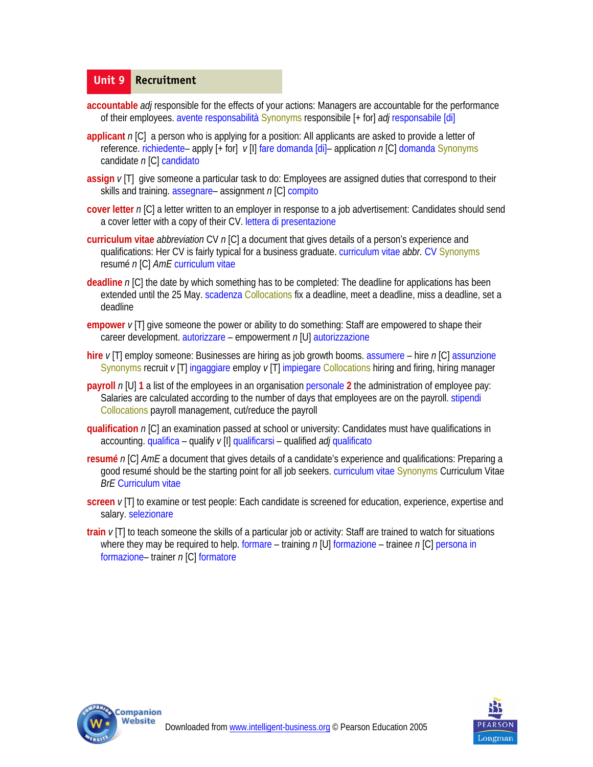## Unit 9 Recruitment

**accountable** *adj* responsible for the effects of your actions: Managers are accountable for the performance of their employees. avente responsabilità Synonyms responsibile [+ for] *adj* responsabile [di]

**applicant** *n* [C] a person who is applying for a position: All applicants are asked to provide a letter of reference. richiedente– apply [+ for] *v* [I] fare domanda [di]– application *n* [C] domanda Synonyms candidate *n* [C] candidato

**assign** *v* [T] give someone a particular task to do: Employees are assigned duties that correspond to their skills and training. assegnare– assignment *n* [C] compito

**cover letter** *n* [C] a letter written to an employer in response to a job advertisement: Candidates should send a cover letter with a copy of their CV. lettera di presentazione

**curriculum vitae** *abbreviation* CV *n* [C] a document that gives details of a person's experience and qualifications: Her CV is fairly typical for a business graduate. curriculum vitae *abbr.* CV Synonyms resumé *n* [C] *AmE* curriculum vitae

**deadline** *n* [C] the date by which something has to be completed: The deadline for applications has been extended until the 25 May. scadenza Collocations fix a deadline, meet a deadline, miss a deadline, set a deadline

**empower** *v* [T] give someone the power or ability to do something: Staff are empowered to shape their career development. autorizzare – empowerment *n* [U] autorizzazione

**hire** *v* [T] employ someone: Businesses are hiring as job growth booms. assumere – hire *n* [C] assunzione Synonyms recruit *v* [T] ingaggiare employ *v* [T] impiegare Collocations hiring and firing, hiring manager

**payroll** *n* [U] **1** a list of the employees in an organisation personale **2** the administration of employee pay: Salaries are calculated according to the number of days that employees are on the payroll. stipendi Collocations payroll management, cut/reduce the payroll

**qualification** *n* [C] an examination passed at school or university: Candidates must have qualifications in accounting. qualifica – qualify *v* [I] qualificarsi – qualified *adj* qualificato

**resumé** *n* [C] *AmE* a document that gives details of a candidate's experience and qualifications: Preparing a good resumé should be the starting point for all job seekers. curriculum vitae Synonyms Curriculum Vitae *BrE* Curriculum vitae

**screen** *v* [T] to examine or test people: Each candidate is screened for education, experience, expertise and salary. selezionare

**train** *v* [T] to teach someone the skills of a particular job or activity: Staff are trained to watch for situations where they may be required to help. formare – training *n* [U] formazione – trainee *n* [C] persona in formazione– trainer *n* [C] formatore

Downloaded from www.intelligent-business.org © Pearson Education 2005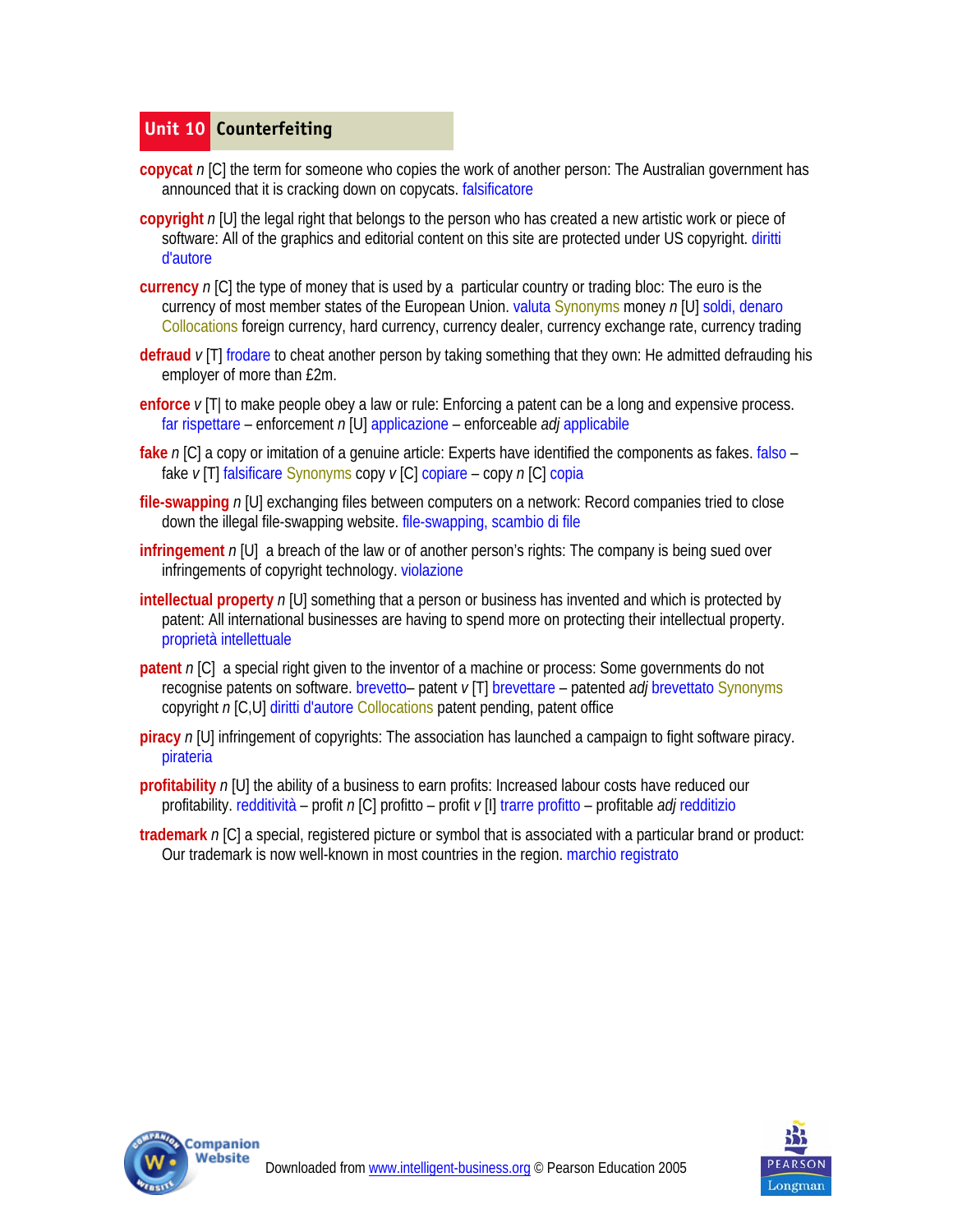## Unit 10 Counterfeiting

**copycat** *n* [C] the term for someone who copies the work of another person: The Australian government has announced that it is cracking down on copycats. falsificatore

**copyright** *n* [U] the legal right that belongs to the person who has created a new artistic work or piece of software: All of the graphics and editorial content on this site are protected under US copyright. diritti d'autore

**currency** *n* [C] the type of money that is used by a particular country or trading bloc: The euro is the currency of most member states of the European Union. valuta Synonyms money *n* [U] soldi, denaro Collocations foreign currency, hard currency, currency dealer, currency exchange rate, currency trading

**defraud** *v* [T] frodare to cheat another person by taking something that they own: He admitted defrauding his employer of more than £2m.

**enforce** *v* [T| to make people obey a law or rule: Enforcing a patent can be a long and expensive process. far rispettare – enforcement *n* [U] applicazione – enforceable *adj* applicabile

**fake** *n* [C] a copy or imitation of a genuine article: Experts have identified the components as fakes. falso – fake *v* [T] falsificare Synonyms copy *v* [C] copiare – copy *n* [C] copia

**file-swapping** *n* [U] exchanging files between computers on a network: Record companies tried to close down the illegal file-swapping website. file-swapping, scambio di file

**infringement** *n* [U] a breach of the law or of another person's rights: The company is being sued over infringements of copyright technology. violazione

**intellectual property** *n* [U] something that a person or business has invented and which is protected by patent: All international businesses are having to spend more on protecting their intellectual property. proprietà intellettuale

**patent** *n* [C] a special right given to the inventor of a machine or process: Some governments do not recognise patents on software. brevetto– patent *v* [T] brevettare – patented *adj* brevettato Synonyms copyright *n* [C,U] diritti d'autore Collocations patent pending, patent office

**piracy** *n* [U] infringement of copyrights: The association has launched a campaign to fight software piracy. pirateria

**profitability** *n* [U] the ability of a business to earn profits: Increased labour costs have reduced our profitability. redditività – profit *n* [C] profitto – profit *v* [I] trarre profitto – profitable *adj* redditizio

**trademark** *n* [C] a special, registered picture or symbol that is associated with a particular brand or product: Our trademark is now well-known in most countries in the region. marchio registrato

Downloaded from www.intelligent-business.org © Pearson Education 2005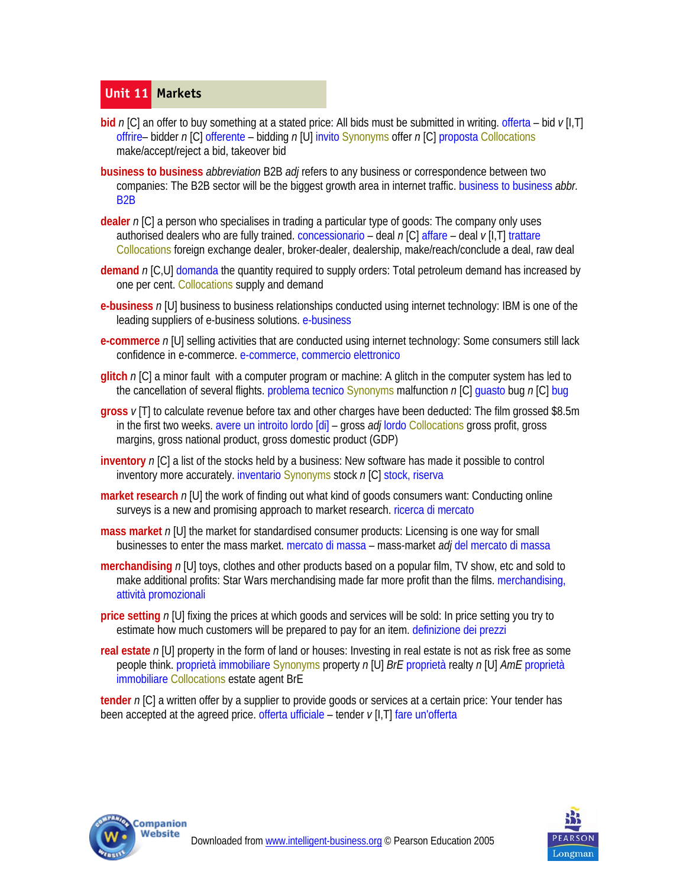## Unit 11 Markets

**bid** *n* [C] an offer to buy something at a stated price: All bids must be submitted in writing. offerta – bid *v* [I,T] offrire– bidder *n* [C] offerente – bidding *n* [U] invito Synonyms offer *n* [C] proposta Collocations make/accept/reject a bid, takeover bid

**business to business** *abbreviation* B2B *adj* refers to any business or correspondence between two companies: The B2B sector will be the biggest growth area in internet traffic. business to business *abbr.* B2B

**dealer** *n* [C] a person who specialises in trading a particular type of goods: The company only uses authorised dealers who are fully trained. concessionario – deal *n* [C] affare – deal *v* [I,T] trattare Collocations foreign exchange dealer, broker-dealer, dealership, make/reach/conclude a deal, raw deal

**demand** *n* [C,U] domanda the quantity required to supply orders: Total petroleum demand has increased by one per cent. Collocations supply and demand

**e-business** *n* [U] business to business relationships conducted using internet technology: IBM is one of the leading suppliers of e-business solutions. e-business

**e-commerce** *n* [U] selling activities that are conducted using internet technology: Some consumers still lack confidence in e-commerce. e-commerce, commercio elettronico

**glitch** *n* [C] a minor fault with a computer program or machine: A glitch in the computer system has led to the cancellation of several flights. problema tecnico Synonyms malfunction *n* [C] guasto bug *n* [C] bug

**gross** *v* [T] to calculate revenue before tax and other charges have been deducted: The film grossed $8.5m in the first two weeks. avere un introito lordo [di] – gross *adj* lordo Collocations gross profit, gross margins, gross national product, gross domestic product (GDP)

**inventory** *n* [C] a list of the stocks held by a business: New software has made it possible to control inventory more accurately. inventario Synonyms stock *n* [C] stock, riserva

**market research** *n* [U] the work of finding out what kind of goods consumers want: Conducting online surveys is a new and promising approach to market research. ricerca di mercato

**mass market** *n* [U] the market for standardised consumer products: Licensing is one way for small businesses to enter the mass market. mercato di massa – mass-market *adj* del mercato di massa

**merchandising** *n* [U] toys, clothes and other products based on a popular film, TV show, etc and sold to make additional profits: Star Wars merchandising made far more profit than the films. merchandising, attività promozionali

**price setting** *n* [U] fixing the prices at which goods and services will be sold: In price setting you try to estimate how much customers will be prepared to pay for an item. definizione dei prezzi

**real estate** *n* [U] property in the form of land or houses: Investing in real estate is not as risk free as some people think. proprietà immobiliare Synonyms property *n* [U] *BrE* proprietà realty *n* [U] *AmE* proprietà immobiliare Collocations estate agent BrE

**tender** *n* [C] a written offer by a supplier to provide goods or services at a certain price: Your tender has been accepted at the agreed price. offerta ufficiale – tender *v* [I,T] fare un'offerta

Downloaded from www.intelligent-business.org © Pearson Education 2005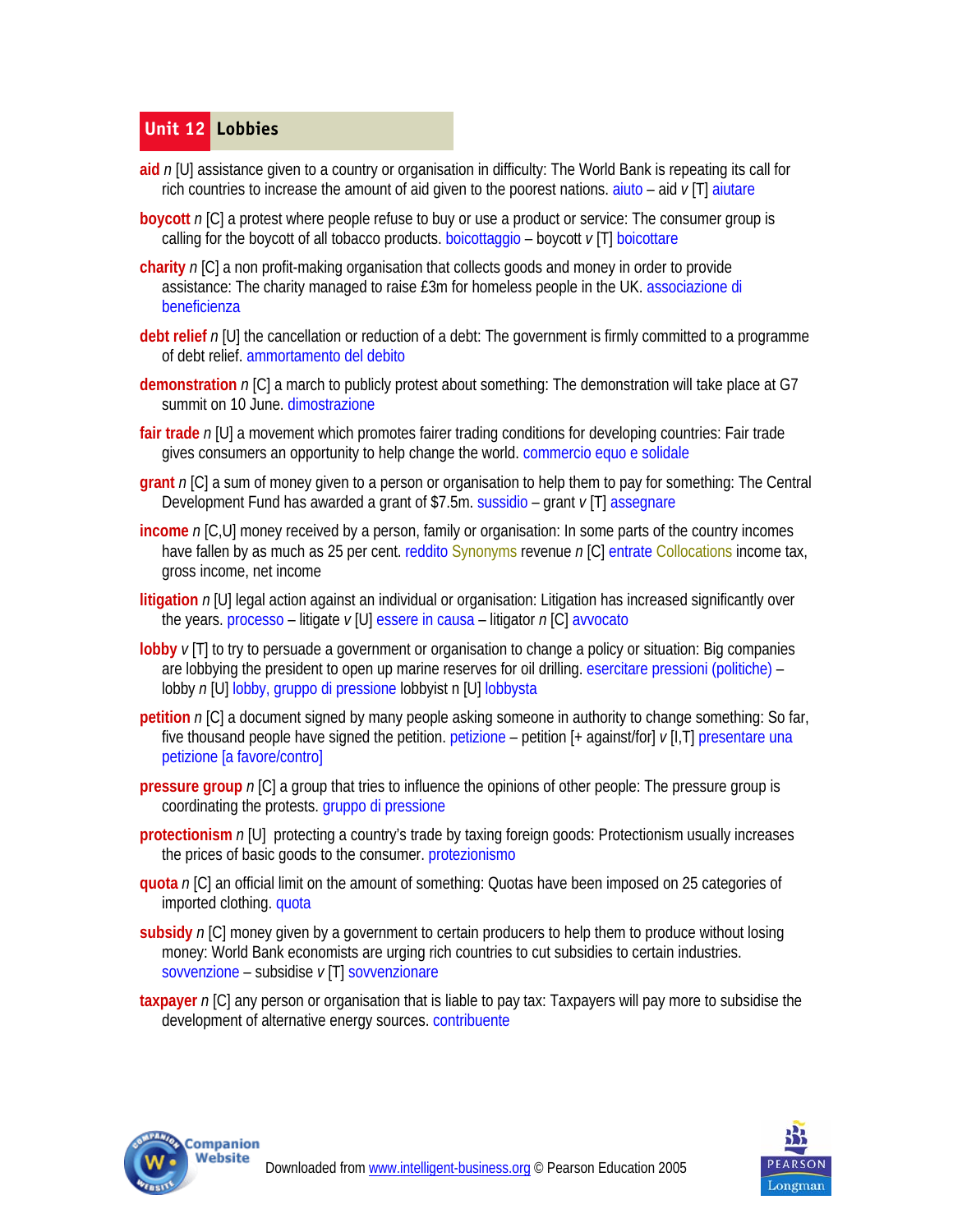# Unit 12 Lobbies

**aid** *n* [U] assistance given to a country or organisation in difficulty: The World Bank is repeating its call for rich countries to increase the amount of aid given to the poorest nations. aiuto – aid *v* [T] aiutare

**boycott** *n* [C] a protest where people refuse to buy or use a product or service: The consumer group is calling for the boycott of all tobacco products. boicottaggio – boycott *v* [T] boicottare

**charity** *n* [C] a non profit-making organisation that collects goods and money in order to provide assistance: The charity managed to raise £3m for homeless people in the UK. associazione di beneficienza

**debt relief** *n* [U] the cancellation or reduction of a debt: The government is firmly committed to a programme of debt relief. ammortamento del debito

**demonstration** *n* [C] a march to publicly protest about something: The demonstration will take place at G7 summit on 10 June. dimostrazione

**fair trade** *n* [U] a movement which promotes fairer trading conditions for developing countries: Fair trade gives consumers an opportunity to help change the world. commercio equo e solidale

**grant** *n* [C] a sum of money given to a person or organisation to help them to pay for something: The Central Development Fund has awarded a grant of $7.5m. sussidio – grant *v* [T] assegnare

**income** *n* [C,U] money received by a person, family or organisation: In some parts of the country incomes have fallen by as much as 25 per cent. reddito Synonyms revenue *n* [C] entrate Collocations income tax, gross income, net income

**litigation** *n* [U] legal action against an individual or organisation: Litigation has increased significantly over the years. processo – litigate *v* [U] essere in causa – litigator *n* [C] avvocato

**lobby** *v* [T] to try to persuade a government or organisation to change a policy or situation: Big companies are lobbying the president to open up marine reserves for oil drilling. esercitare pressioni (politiche) – lobby *n* [U] lobby, gruppo di pressione lobbyist n [U] lobbysta

**petition** *n* [C] a document signed by many people asking someone in authority to change something: So far, five thousand people have signed the petition. petizione – petition [+ against/for] *v* [I,T] presentare una petizione [a favore/contro]

**pressure group** *n* [C] a group that tries to influence the opinions of other people: The pressure group is coordinating the protests. gruppo di pressione

**protectionism** *n* [U] protecting a country's trade by taxing foreign goods: Protectionism usually increases the prices of basic goods to the consumer. protezionismo

**quota** *n* [C] an official limit on the amount of something: Quotas have been imposed on 25 categories of imported clothing. quota

**subsidy** *n* [C] money given by a government to certain producers to help them to produce without losing money: World Bank economists are urging rich countries to cut subsidies to certain industries. sovvenzione – subsidise *v* [T] sovvenzionare

**taxpayer** *n* [C] any person or organisation that is liable to pay tax: Taxpayers will pay more to subsidise the development of alternative energy sources. contribuente

Downloaded from www.intelligent-business.org © Pearson Education 2005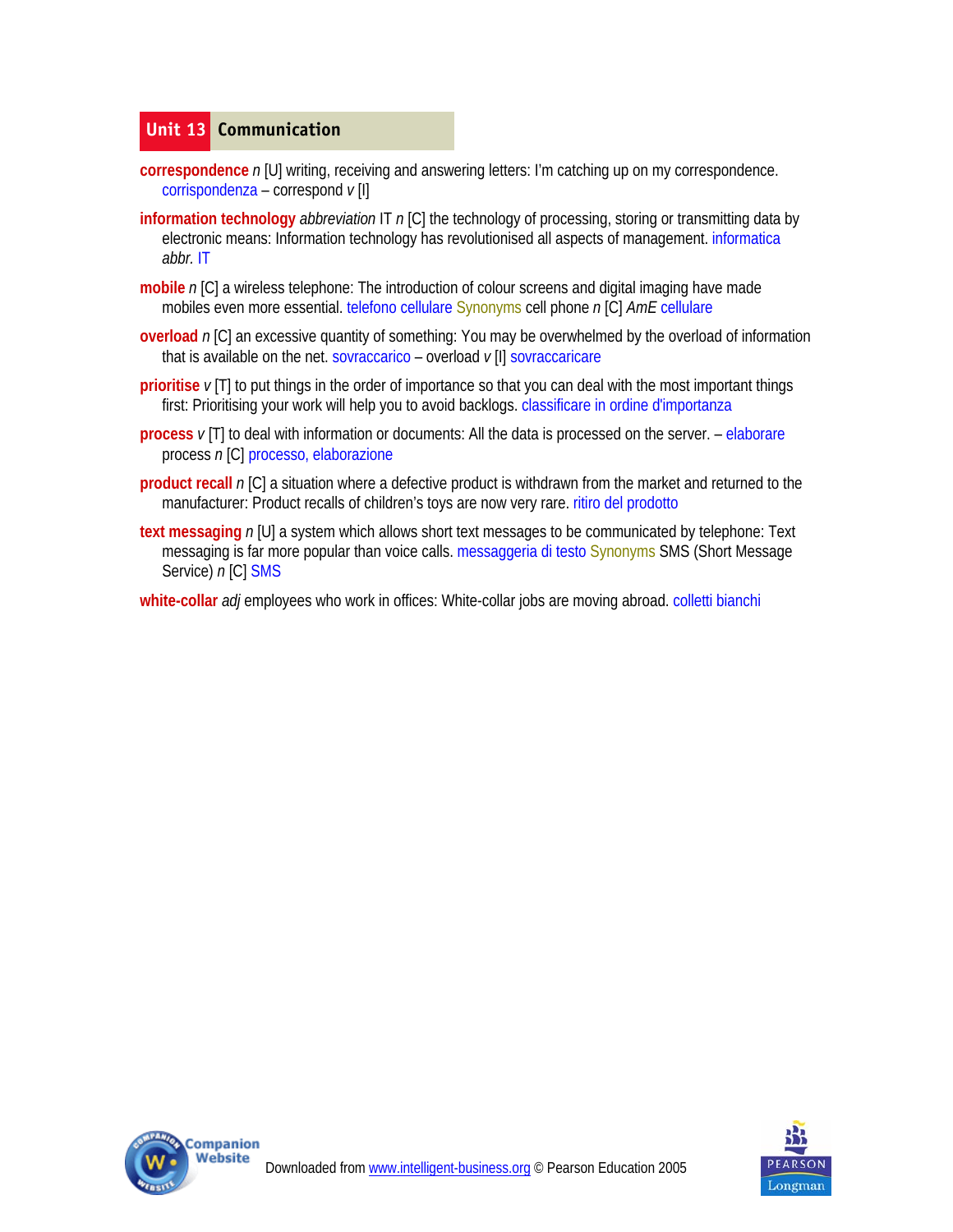## Unit 13 Communication

**correspondence** *n* [U] writing, receiving and answering letters: I'm catching up on my correspondence. corrispondenza – correspond *v* [I]

**information technology** *abbreviation* IT *n* [C] the technology of processing, storing or transmitting data by electronic means: Information technology has revolutionised all aspects of management. informatica *abbr.* IT

**mobile** *n* [C] a wireless telephone: The introduction of colour screens and digital imaging have made mobiles even more essential. telefono cellulare Synonyms cell phone *n* [C] *AmE* cellulare

**overload** *n* [C] an excessive quantity of something: You may be overwhelmed by the overload of information that is available on the net. sovraccarico – overload *v* [I] sovraccaricare

**prioritise** *v* [T] to put things in the order of importance so that you can deal with the most important things first: Prioritising your work will help you to avoid backlogs. classificare in ordine d'importanza

**process** *v* [T] to deal with information or documents: All the data is processed on the server. – elaborare process *n* [C] processo, elaborazione

**product recall** *n* [C] a situation where a defective product is withdrawn from the market and returned to the manufacturer: Product recalls of children's toys are now very rare. ritiro del prodotto

**text messaging** *n* [U] a system which allows short text messages to be communicated by telephone: Text messaging is far more popular than voice calls. messaggeria di testo Synonyms SMS (Short Message Service) *n* [C] SMS

**white-collar** *adj* employees who work in offices: White-collar jobs are moving abroad. colletti bianchi

Downloaded from www.intelligent-business.org © Pearson Education 2005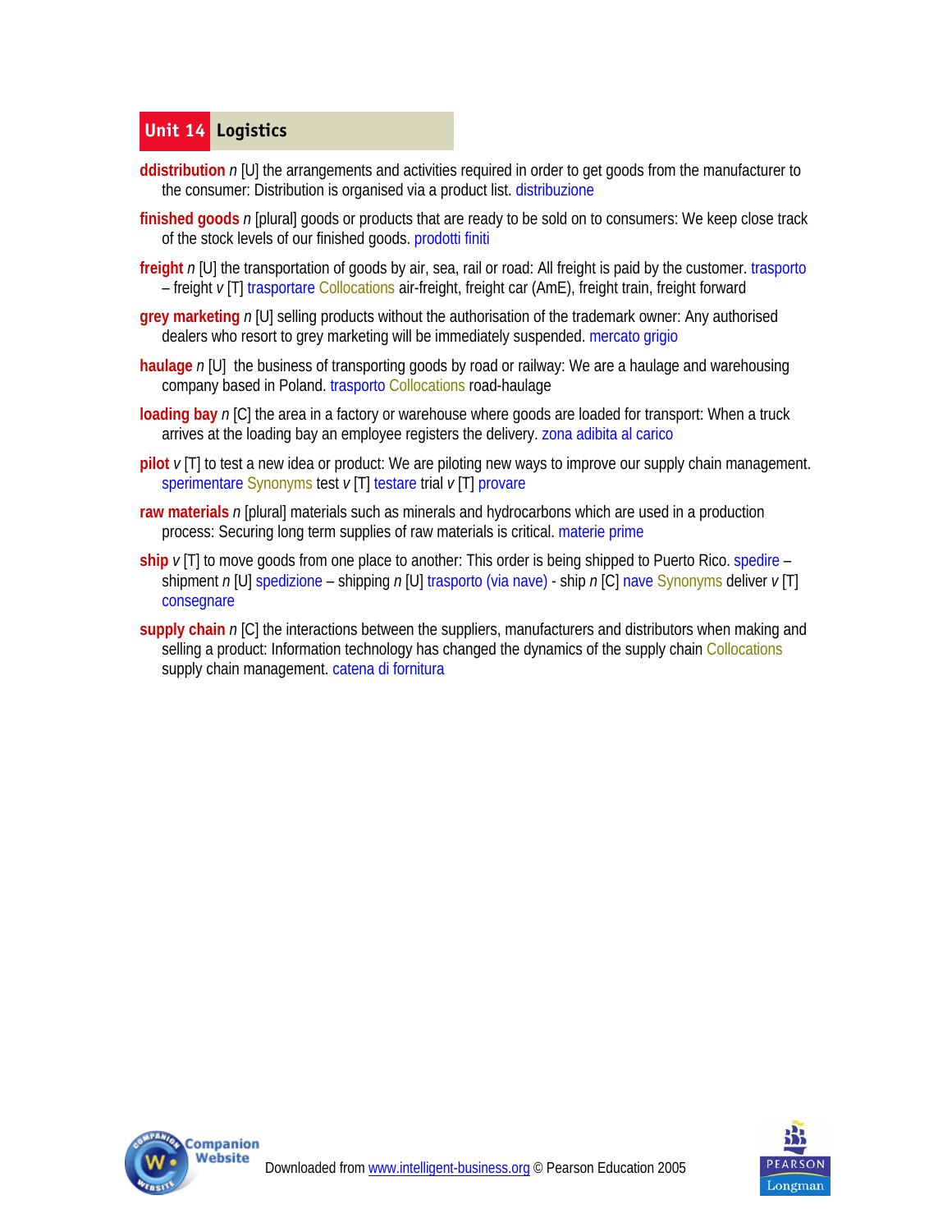## Unit 14 Logistics

**ddistribution** *n* [U] the arrangements and activities required in order to get goods from the manufacturer to the consumer: Distribution is organised via a product list. distribuzione

**finished goods** *n* [plural] goods or products that are ready to be sold on to consumers: We keep close track of the stock levels of our finished goods. prodotti finiti

**freight** *n* [U] the transportation of goods by air, sea, rail or road: All freight is paid by the customer. trasporto – freight *v* [T] trasportare Collocations air-freight, freight car (AmE), freight train, freight forward

**grey marketing** *n* [U] selling products without the authorisation of the trademark owner: Any authorised dealers who resort to grey marketing will be immediately suspended. mercato grigio

**haulage** *n* [U] the business of transporting goods by road or railway: We are a haulage and warehousing company based in Poland. trasporto Collocations road-haulage

**loading bay** *n* [C] the area in a factory or warehouse where goods are loaded for transport: When a truck arrives at the loading bay an employee registers the delivery. zona adibita al carico

**pilot** *v* [T] to test a new idea or product: We are piloting new ways to improve our supply chain management. sperimentare Synonyms test *v* [T] testare trial *v* [T] provare

**raw materials** *n* [plural] materials such as minerals and hydrocarbons which are used in a production process: Securing long term supplies of raw materials is critical. materie prime

**ship** *v* [T] to move goods from one place to another: This order is being shipped to Puerto Rico. spedire – shipment *n* [U] spedizione – shipping *n* [U] trasporto (via nave) - ship *n* [C] nave Synonyms deliver *v* [T] consegnare

**supply chain** *n* [C] the interactions between the suppliers, manufacturers and distributors when making and selling a product: Information technology has changed the dynamics of the supply chain Collocations supply chain management. catena di fornitura

Downloaded from www.intelligent-business.org © Pearson Education 2005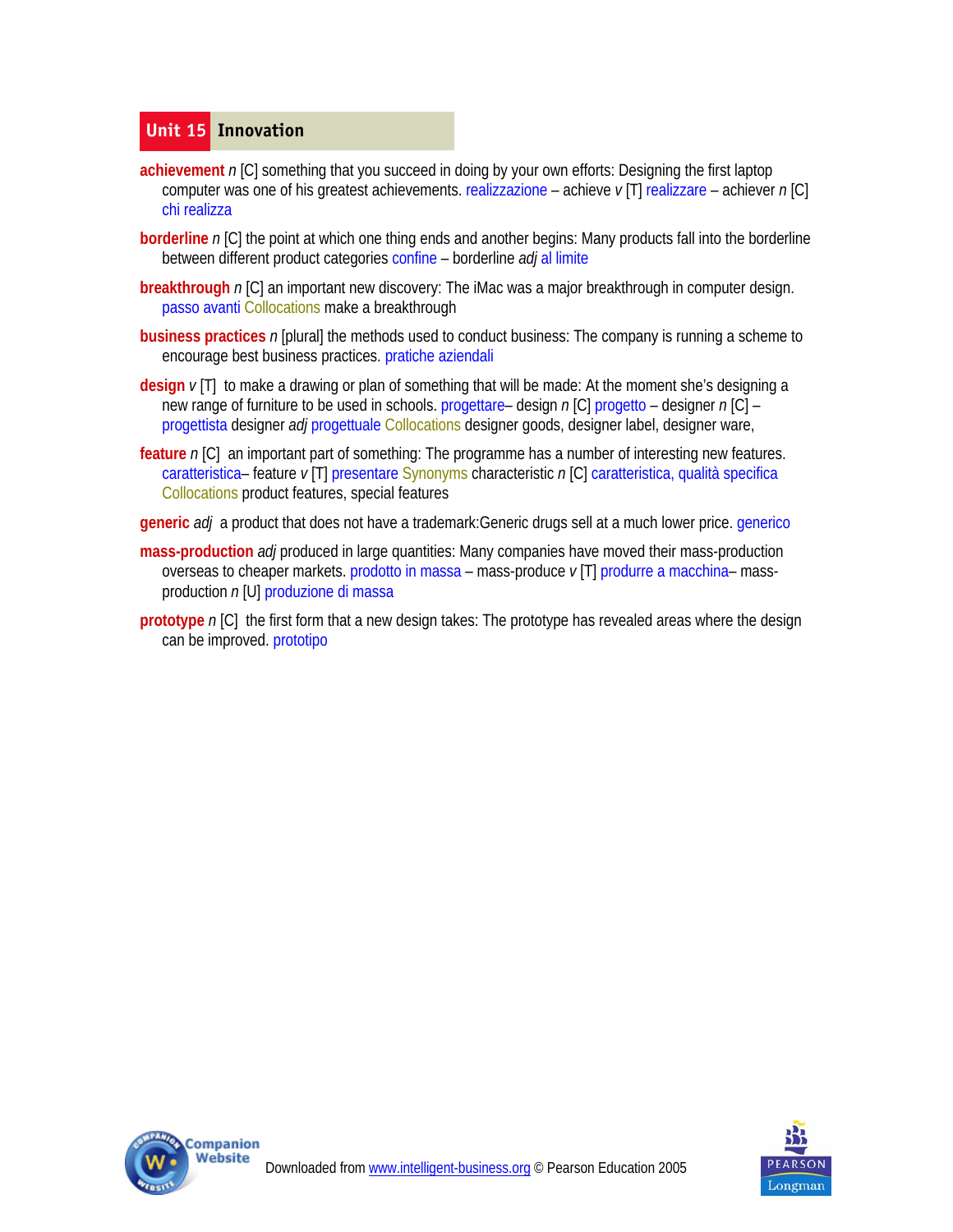## Unit 15 Innovation

**achievement** *n* [C] something that you succeed in doing by your own efforts: Designing the first laptop computer was one of his greatest achievements. realizzazione – achieve *v* [T] realizzare – achiever *n* [C] chi realizza

**borderline** *n* [C] the point at which one thing ends and another begins: Many products fall into the borderline between different product categories confine – borderline *adj* al limite

**breakthrough** *n* [C] an important new discovery: The iMac was a major breakthrough in computer design. passo avanti Collocations make a breakthrough

**business practices** *n* [plural] the methods used to conduct business: The company is running a scheme to encourage best business practices. pratiche aziendali

**design** *v* [T] to make a drawing or plan of something that will be made: At the moment she's designing a new range of furniture to be used in schools. progettare– design *n* [C] progetto – designer *n* [C] – progettista designer *adj* progettuale Collocations designer goods, designer label, designer ware,

**feature** *n* [C] an important part of something: The programme has a number of interesting new features. caratteristica– feature *v* [T] presentare Synonyms characteristic *n* [C] caratteristica, qualità specifica Collocations product features, special features

**generic** *adj* a product that does not have a trademark:Generic drugs sell at a much lower price. generico

**mass-production** *adj* produced in large quantities: Many companies have moved their mass-production overseas to cheaper markets. prodotto in massa – mass-produce *v* [T] produrre a macchina– mass-production *n* [U] produzione di massa

**prototype** *n* [C] the first form that a new design takes: The prototype has revealed areas where the design can be improved. prototipo